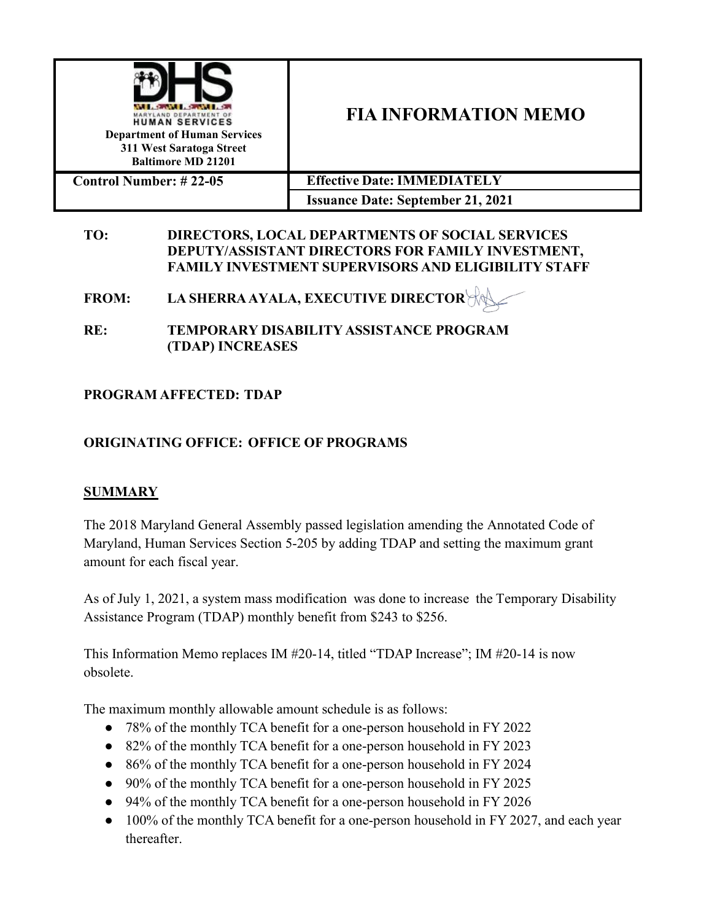| Department of Human Services<br>311 West Saratoga Street<br>Baltimore MD 21201 | **FIA INFORMATION MEMO** |
|---|---|
| **Control Number: # 22-05** | **Effective Date: IMMEDIATELY** |
| | **Issuance Date: September 21, 2021** |

**TO:** DIRECTORS, LOCAL DEPARTMENTS OF SOCIAL SERVICES
DEPUTY/ASSISTANT DIRECTORS FOR FAMILY INVESTMENT,
FAMILY INVESTMENT SUPERVISORS AND ELIGIBILITY STAFF

**FROM:** LA SHERRA AYALA, EXECUTIVE DIRECTOR

**RE:** TEMPORARY DISABILITY ASSISTANCE PROGRAM (TDAP) INCREASES

**PROGRAM AFFECTED: TDAP**

**ORIGINATING OFFICE: OFFICE OF PROGRAMS**

## SUMMARY

The 2018 Maryland General Assembly passed legislation amending the Annotated Code of Maryland, Human Services Section 5-205 by adding TDAP and setting the maximum grant amount for each fiscal year.

As of July 1, 2021, a system mass modification was done to increase the Temporary Disability Assistance Program (TDAP) monthly benefit from $243 to $256.

This Information Memo replaces IM #20-14, titled "TDAP Increase"; IM #20-14 is now obsolete.

The maximum monthly allowable amount schedule is as follows:

- 78% of the monthly TCA benefit for a one-person household in FY 2022
- 82% of the monthly TCA benefit for a one-person household in FY 2023
- 86% of the monthly TCA benefit for a one-person household in FY 2024
- 90% of the monthly TCA benefit for a one-person household in FY 2025
- 94% of the monthly TCA benefit for a one-person household in FY 2026
- 100% of the monthly TCA benefit for a one-person household in FY 2027, and each year thereafter.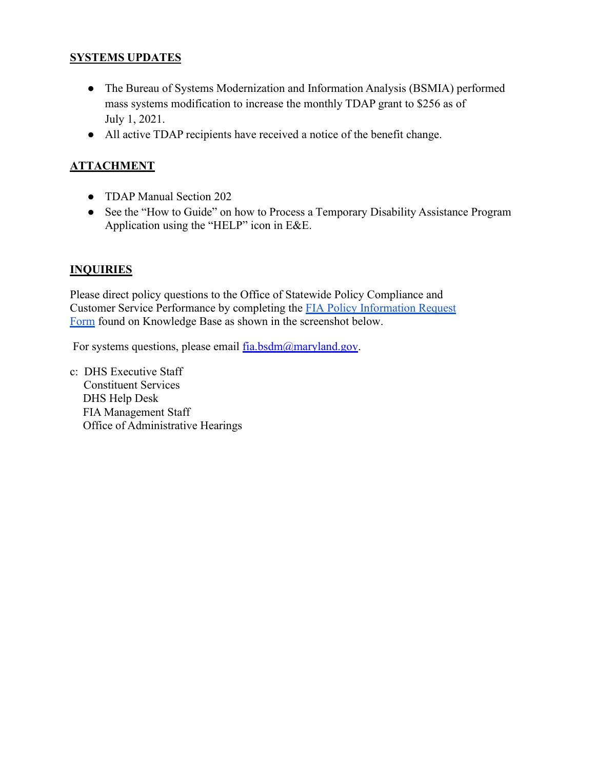## SYSTEMS UPDATES

- The Bureau of Systems Modernization and Information Analysis (BSMIA) performed mass systems modification to increase the monthly TDAP grant to $256 as of July 1, 2021.
- All active TDAP recipients have received a notice of the benefit change.

## ATTACHMENT

- TDAP Manual Section 202
- See the "How to Guide" on how to Process a Temporary Disability Assistance Program Application using the "HELP" icon in E&E.

## INQUIRIES

Please direct policy questions to the Office of Statewide Policy Compliance and Customer Service Performance by completing the FIA Policy Information Request Form found on Knowledge Base as shown in the screenshot below.

For systems questions, please email fia.bsdm@maryland.gov.

c: DHS Executive Staff
Constituent Services
DHS Help Desk
FIA Management Staff
Office of Administrative Hearings